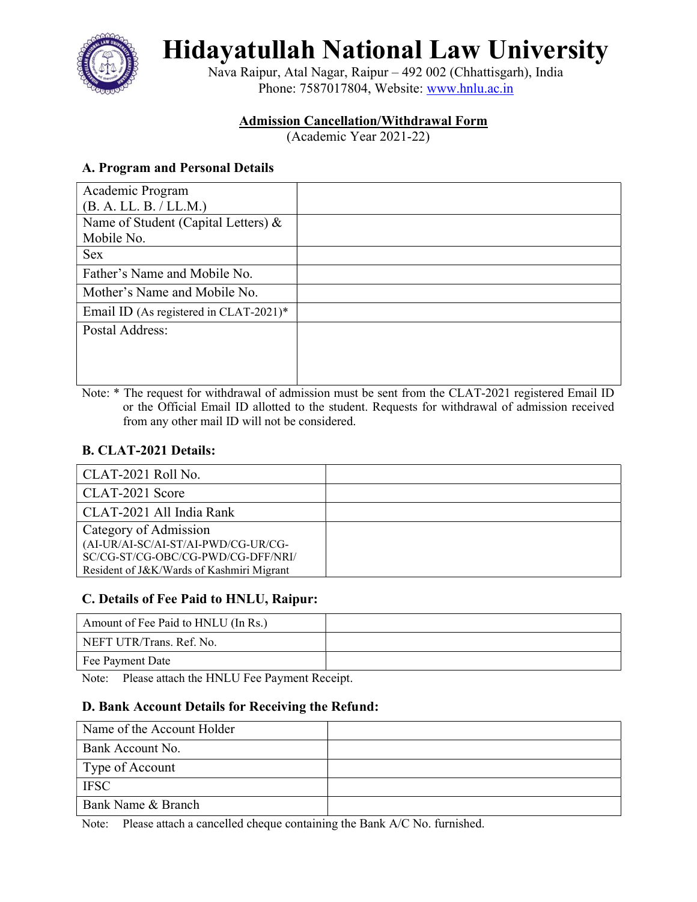# Hidayatullah National Law University

Nava Raipur, Atal Nagar, Raipur – 492 002 (Chhattisgarh), India
Phone: 7587017804, Website: www.hnlu.ac.in

## Admission Cancellation/Withdrawal Form

(Academic Year 2021-22)

### A. Program and Personal Details

| Academic Program (B. A. LL. B. / LL.M.) | |
|---|---|
| Name of Student (Capital Letters) & Mobile No. | |
| Sex | |
| Father's Name and Mobile No. | |
| Mother's Name and Mobile No. | |
| Email ID (As registered in CLAT-2021)* | |
| Postal Address: | |

Note: * The request for withdrawal of admission must be sent from the CLAT-2021 registered Email ID or the Official Email ID allotted to the student. Requests for withdrawal of admission received from any other mail ID will not be considered.

### B. CLAT-2021 Details:

| CLAT-2021 Roll No. | |
|---|---|
| CLAT-2021 Score | |
| CLAT-2021 All India Rank | |
| Category of Admission (AI-UR/AI-SC/AI-ST/AI-PWD/CG-UR/CG-SC/CG-ST/CG-OBC/CG-PWD/CG-DFF/NRI/ Resident of J&K/Wards of Kashmiri Migrant | |

### C. Details of Fee Paid to HNLU, Raipur:

| Amount of Fee Paid to HNLU (In Rs.) | |
|---|---|
| NEFT UTR/Trans. Ref. No. | |
| Fee Payment Date | |

Note: Please attach the HNLU Fee Payment Receipt.

### D. Bank Account Details for Receiving the Refund:

| Name of the Account Holder | |
|---|---|
| Bank Account No. | |
| Type of Account | |
| IFSC | |
| Bank Name & Branch | |

Note: Please attach a cancelled cheque containing the Bank A/C No. furnished.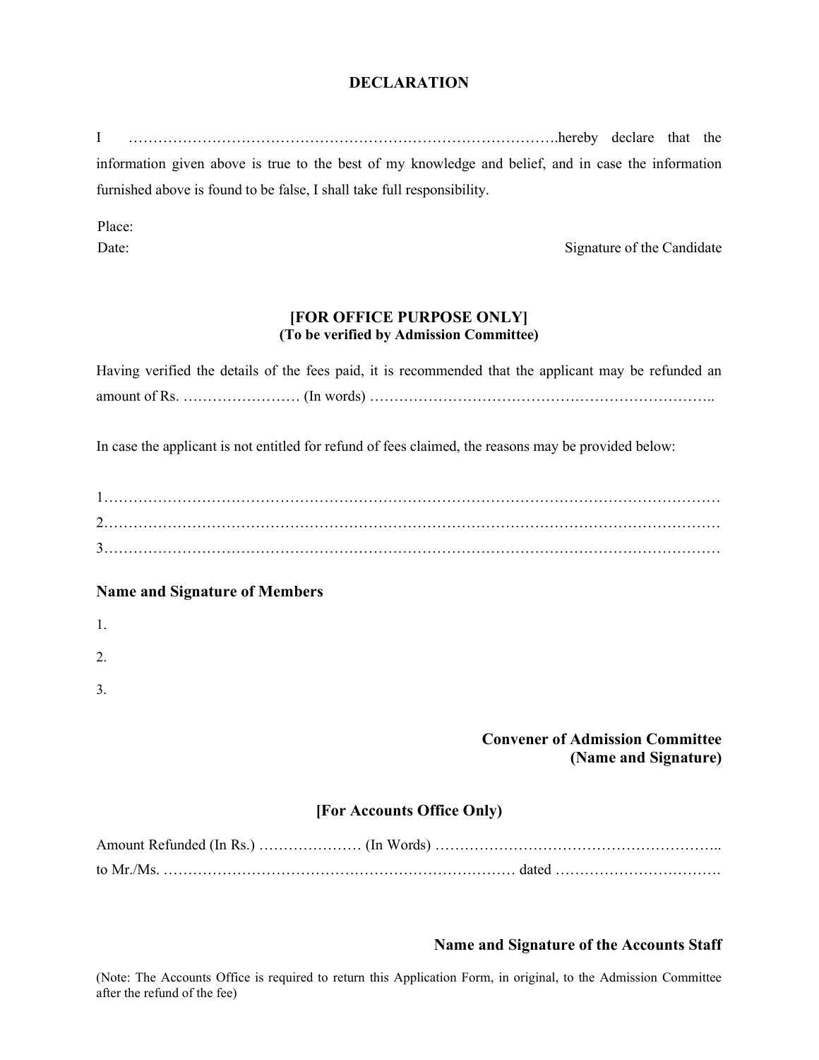## DECLARATION

I ……………………………………………………………………………….hereby declare that the information given above is true to the best of my knowledge and belief, and in case the information furnished above is found to be false, I shall take full responsibility.

Place:

Date: Signature of the Candidate

### [FOR OFFICE PURPOSE ONLY]

**(To be verified by Admission Committee)**

Having verified the details of the fees paid, it is recommended that the applicant may be refunded an amount of Rs. …………………… (In words) ………………………………………………………..

In case the applicant is not entitled for refund of fees claimed, the reasons may be provided below:

1……………………………………………………………………………………………………………
2……………………………………………………………………………………………………………
3……………………………………………………………………………………………………………

**Name and Signature of Members**

1.

2.

3.

**Convener of Admission Committee**
**(Name and Signature)**

### [For Accounts Office Only)

Amount Refunded (In Rs.) ………………… (In Words) …………………………………………………..
to Mr./Ms. ……………………………………………………………… dated …………………………….

**Name and Signature of the Accounts Staff**

(Note: The Accounts Office is required to return this Application Form, in original, to the Admission Committee after the refund of the fee)